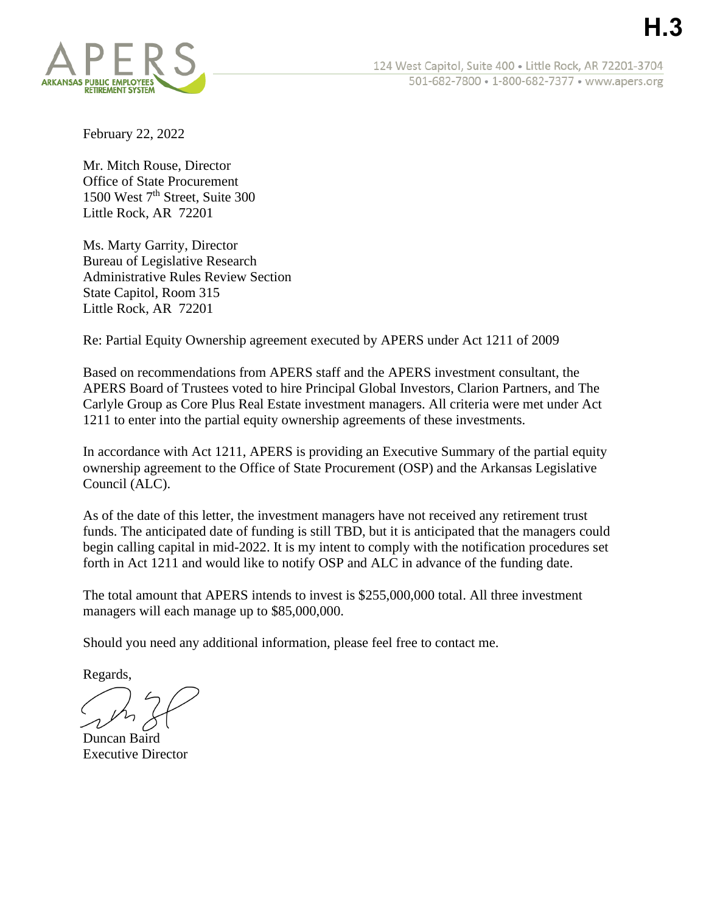**H.3**

ARKANSAS PUBLIC EMPLOYEES RETIREMENT SYSTEM

124 West Capitol, Suite 400 • Little Rock, AR 72201-3704
501-682-7800 • 1-800-682-7377 • www.apers.org

February 22, 2022

Mr. Mitch Rouse, Director
Office of State Procurement
1500 West 7th Street, Suite 300
Little Rock, AR 72201

Ms. Marty Garrity, Director
Bureau of Legislative Research
Administrative Rules Review Section
State Capitol, Room 315
Little Rock, AR 72201

Re: Partial Equity Ownership agreement executed by APERS under Act 1211 of 2009

Based on recommendations from APERS staff and the APERS investment consultant, the APERS Board of Trustees voted to hire Principal Global Investors, Clarion Partners, and The Carlyle Group as Core Plus Real Estate investment managers. All criteria were met under Act 1211 to enter into the partial equity ownership agreements of these investments.

In accordance with Act 1211, APERS is providing an Executive Summary of the partial equity ownership agreement to the Office of State Procurement (OSP) and the Arkansas Legislative Council (ALC).

As of the date of this letter, the investment managers have not received any retirement trust funds. The anticipated date of funding is still TBD, but it is anticipated that the managers could begin calling capital in mid-2022. It is my intent to comply with the notification procedures set forth in Act 1211 and would like to notify OSP and ALC in advance of the funding date.

The total amount that APERS intends to invest is $255,000,000 total. All three investment managers will each manage up to $85,000,000.

Should you need any additional information, please feel free to contact me.

Regards,

Duncan Baird
Executive Director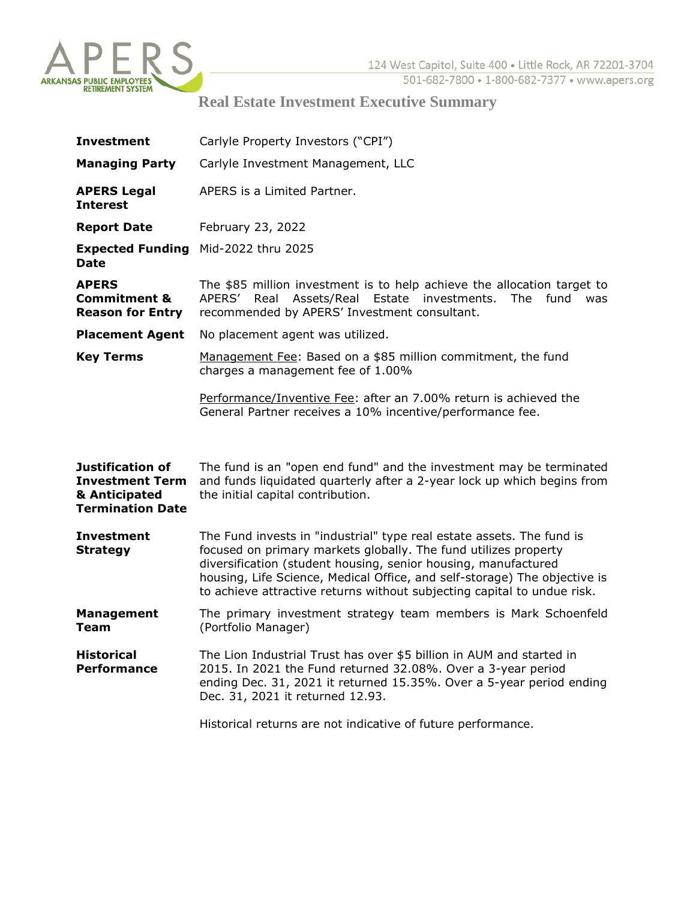# Real Estate Investment Executive Summary

| | |
|---|---|
| **Investment** | Carlyle Property Investors ("CPI") |
| **Managing Party** | Carlyle Investment Management, LLC |
| **APERS Legal Interest** | APERS is a Limited Partner. |
| **Report Date** | February 23, 2022 |
| **Expected Funding Date** | Mid-2022 thru 2025 |
| **APERS Commitment & Reason for Entry** | The $85 million investment is to help achieve the allocation target to APERS' Real Assets/Real Estate investments. The fund was recommended by APERS' Investment consultant. |
| **Placement Agent** | No placement agent was utilized. |
| **Key Terms** | Management Fee: Based on a $85 million commitment, the fund charges a management fee of 1.00%<br><br>Performance/Inventive Fee: after an 7.00% return is achieved the General Partner receives a 10% incentive/performance fee. |
| **Justification of Investment Term & Anticipated Termination Date** | The fund is an "open end fund" and the investment may be terminated and funds liquidated quarterly after a 2-year lock up which begins from the initial capital contribution. |
| **Investment Strategy** | The Fund invests in "industrial" type real estate assets. The fund is focused on primary markets globally. The fund utilizes property diversification (student housing, senior housing, manufactured housing, Life Science, Medical Office, and self-storage) The objective is to achieve attractive returns without subjecting capital to undue risk. |
| **Management Team** | The primary investment strategy team members is Mark Schoenfeld (Portfolio Manager) |
| **Historical Performance** | The Lion Industrial Trust has over $5 billion in AUM and started in 2015. In 2021 the Fund returned 32.08%. Over a 3-year period ending Dec. 31, 2021 it returned 15.35%. Over a 5-year period ending Dec. 31, 2021 it returned 12.93.<br><br>Historical returns are not indicative of future performance. |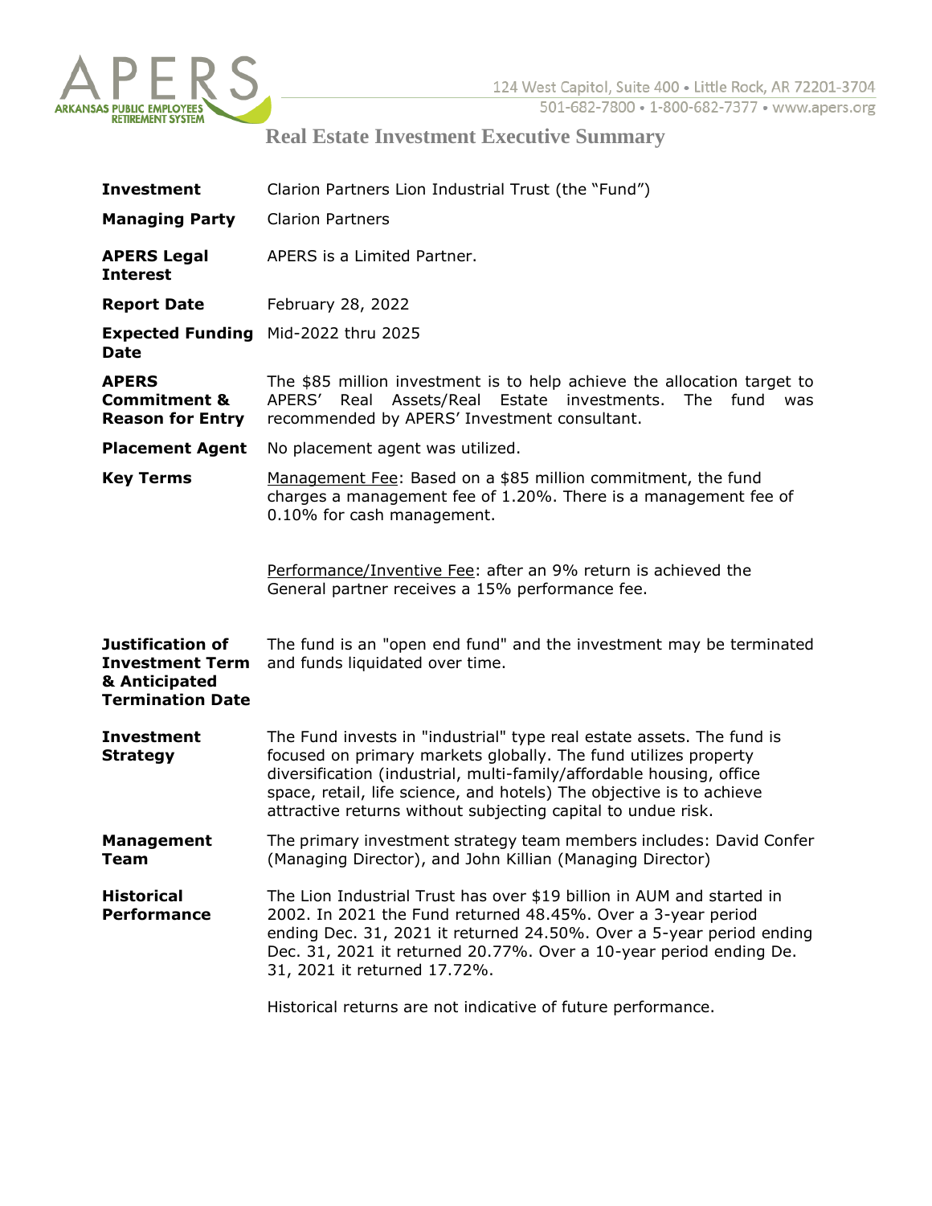# Real Estate Investment Executive Summary

| | |
|---|---|
| **Investment** | Clarion Partners Lion Industrial Trust (the "Fund") |
| **Managing Party** | Clarion Partners |
| **APERS Legal Interest** | APERS is a Limited Partner. |
| **Report Date** | February 28, 2022 |
| **Expected Funding Date** | Mid-2022 thru 2025 |
| **APERS Commitment & Reason for Entry** | The $85 million investment is to help achieve the allocation target to APERS' Real Assets/Real Estate investments. The fund was recommended by APERS' Investment consultant. |
| **Placement Agent** | No placement agent was utilized. |
| **Key Terms** | Management Fee: Based on a $85 million commitment, the fund charges a management fee of 1.20%. There is a management fee of 0.10% for cash management.<br><br>Performance/Inventive Fee: after an 9% return is achieved the General partner receives a 15% performance fee. |
| **Justification of Investment Term & Anticipated Termination Date** | The fund is an "open end fund" and the investment may be terminated and funds liquidated over time. |
| **Investment Strategy** | The Fund invests in "industrial" type real estate assets. The fund is focused on primary markets globally. The fund utilizes property diversification (industrial, multi-family/affordable housing, office space, retail, life science, and hotels) The objective is to achieve attractive returns without subjecting capital to undue risk. |
| **Management Team** | The primary investment strategy team members includes: David Confer (Managing Director), and John Killian (Managing Director) |
| **Historical Performance** | The Lion Industrial Trust has over $19 billion in AUM and started in 2002. In 2021 the Fund returned 48.45%. Over a 3-year period ending Dec. 31, 2021 it returned 24.50%. Over a 5-year period ending Dec. 31, 2021 it returned 20.77%. Over a 10-year period ending De. 31, 2021 it returned 17.72%.<br><br>Historical returns are not indicative of future performance. |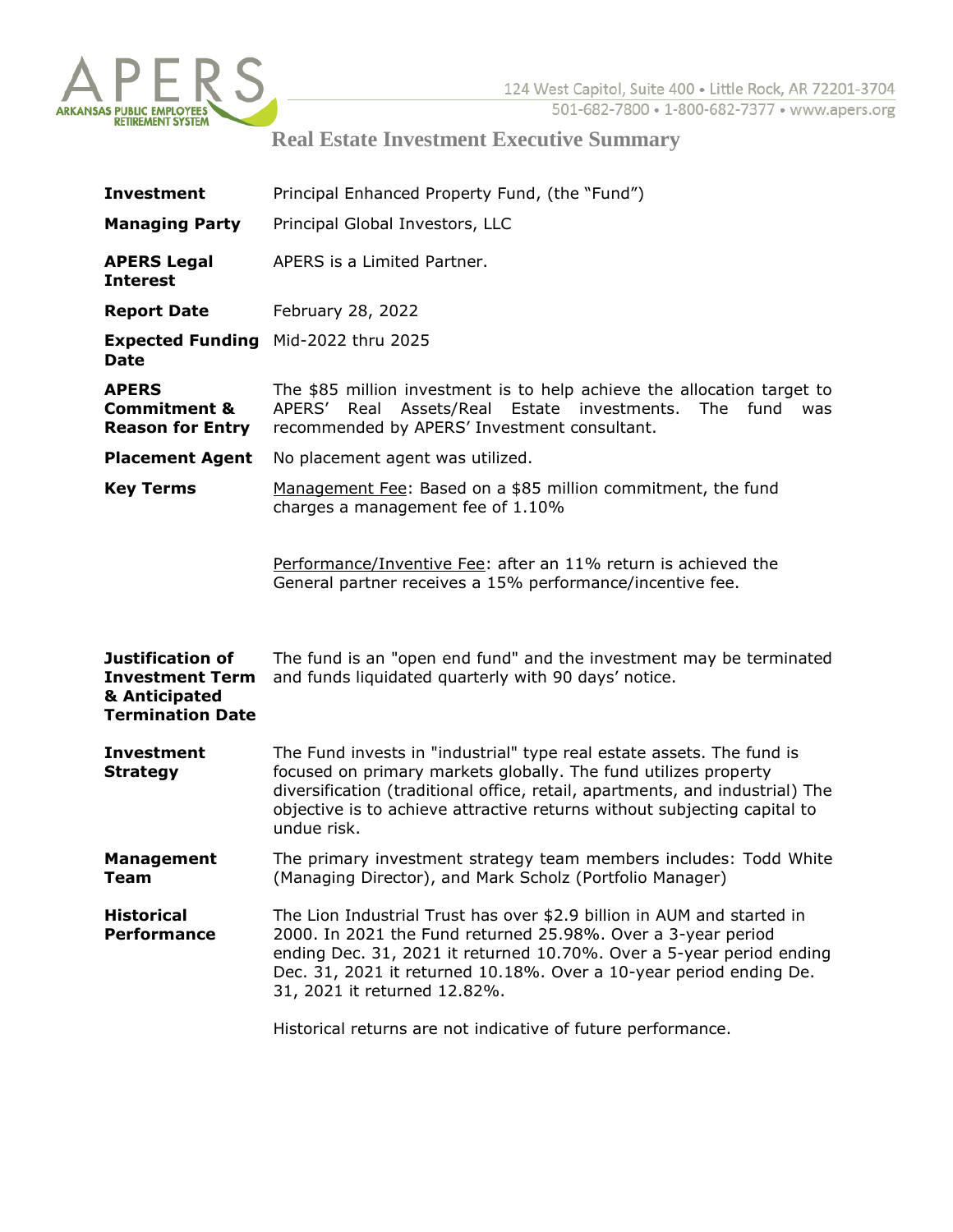APERS ARKANSAS PUBLIC EMPLOYEES RETIREMENT SYSTEM

124 West Capitol, Suite 400 • Little Rock, AR 72201-3704
501-682-7800 • 1-800-682-7377 • www.apers.org

# Real Estate Investment Executive Summary

| | |
|---|---|
| **Investment** | Principal Enhanced Property Fund, (the "Fund") |
| **Managing Party** | Principal Global Investors, LLC |
| **APERS Legal Interest** | APERS is a Limited Partner. |
| **Report Date** | February 28, 2022 |
| **Expected Funding Date** | Mid-2022 thru 2025 |
| **APERS Commitment & Reason for Entry** | The $85 million investment is to help achieve the allocation target to APERS' Real Assets/Real Estate investments. The fund was recommended by APERS' Investment consultant. |
| **Placement Agent** | No placement agent was utilized. |
| **Key Terms** | Management Fee: Based on a $85 million commitment, the fund charges a management fee of 1.10%<br><br>Performance/Inventive Fee: after an 11% return is achieved the General partner receives a 15% performance/incentive fee. |
| **Justification of Investment Term & Anticipated Termination Date** | The fund is an "open end fund" and the investment may be terminated and funds liquidated quarterly with 90 days' notice. |
| **Investment Strategy** | The Fund invests in "industrial" type real estate assets. The fund is focused on primary markets globally. The fund utilizes property diversification (traditional office, retail, apartments, and industrial) The objective is to achieve attractive returns without subjecting capital to undue risk. |
| **Management Team** | The primary investment strategy team members includes: Todd White (Managing Director), and Mark Scholz (Portfolio Manager) |
| **Historical Performance** | The Lion Industrial Trust has over $2.9 billion in AUM and started in 2000. In 2021 the Fund returned 25.98%. Over a 3-year period ending Dec. 31, 2021 it returned 10.70%. Over a 5-year period ending Dec. 31, 2021 it returned 10.18%. Over a 10-year period ending De. 31, 2021 it returned 12.82%.<br><br>Historical returns are not indicative of future performance. |